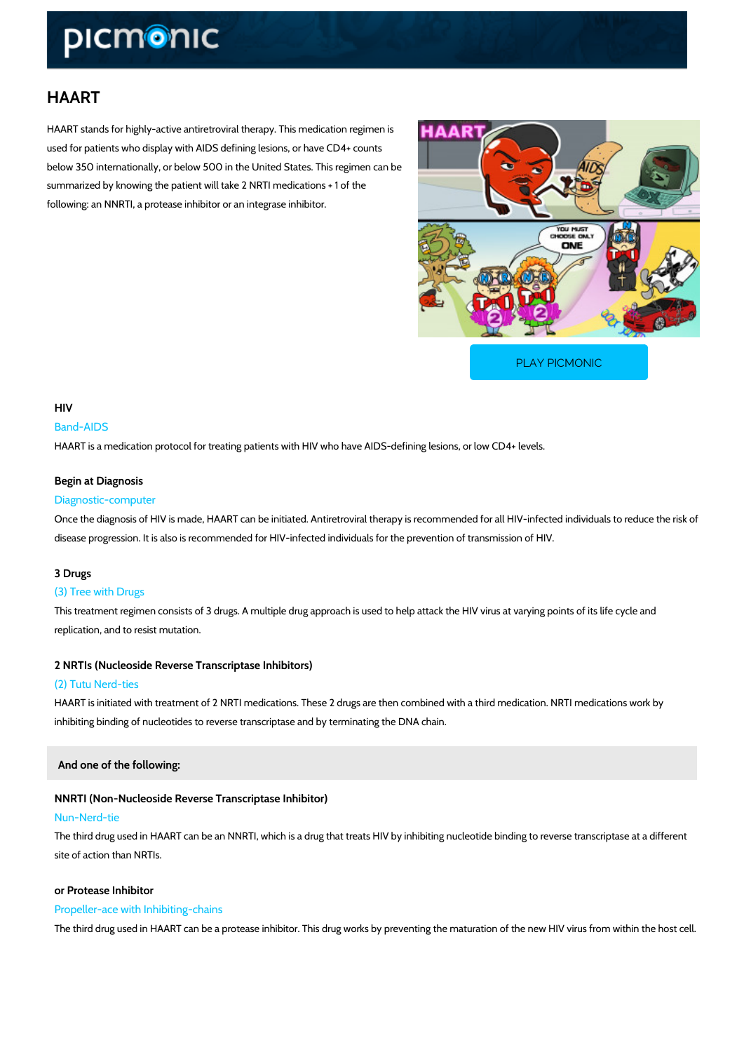# HAART

HAART stands for highly-active antiretroviral therapy. This medication regimen is used for patients who display with AIDS defining lesions, or have CD4+ counts below 350 internationally, or below 500 in the United States. This regimen can be summarized by knowing the patient will take 2 NRTI medications + 1 of the following: an NNRTI, a protease inhibitor or an integrase inhibitor.

PLAY PICMONIC

### HIV

Band-AIDS

HAART is a medication protocol for treating patients with HIV who have AIDS-defining lesions, or low CD4+ levels.

### Begin at Diagnosis

Diagnostic-computer

Once the diagnosis of HIV is made, HAART can be initiated. Antiretroviral therapy is recommended for all HIV-infected individuals to reduce the risk of disease progression. It is also is recommended for HIV-infected individuals for the prevention of transmission of HIV.

### 3 Drugs

(3) Tree with Drugs

This treatment regimen consists of 3 drugs. A multiple drug approach is used to help attack the HIV virus at varying points of its life cycle and replication, and to resist mutation.

### 2 NRTIs (Nucleoside Reverse Transcriptase Inhibitors)

(2) Tutu Nerd-ties

HAART is initiated with treatment of 2 NRTI medications. These 2 drugs are then combined with a third medication. NRTI medications work by inhibiting binding of nucleotides to reverse transcriptase and by terminating the DNA chain.

## And one of the following:

### NNRTI (Non-Nucleoside Reverse Transcriptase Inhibitor)

Nun-Nerd-tie

The third drug used in HAART can be an NNRTI, which is a drug that treats HIV by inhibiting nucleotide binding to reverse transcriptase at a different site of action than NRTIs.

### or Protease Inhibitor

Propeller-ace with Inhibiting-chains

The third drug used in HAART can be a protease inhibitor. This drug works by preventing the maturation of the new HIV virus from within the host cell.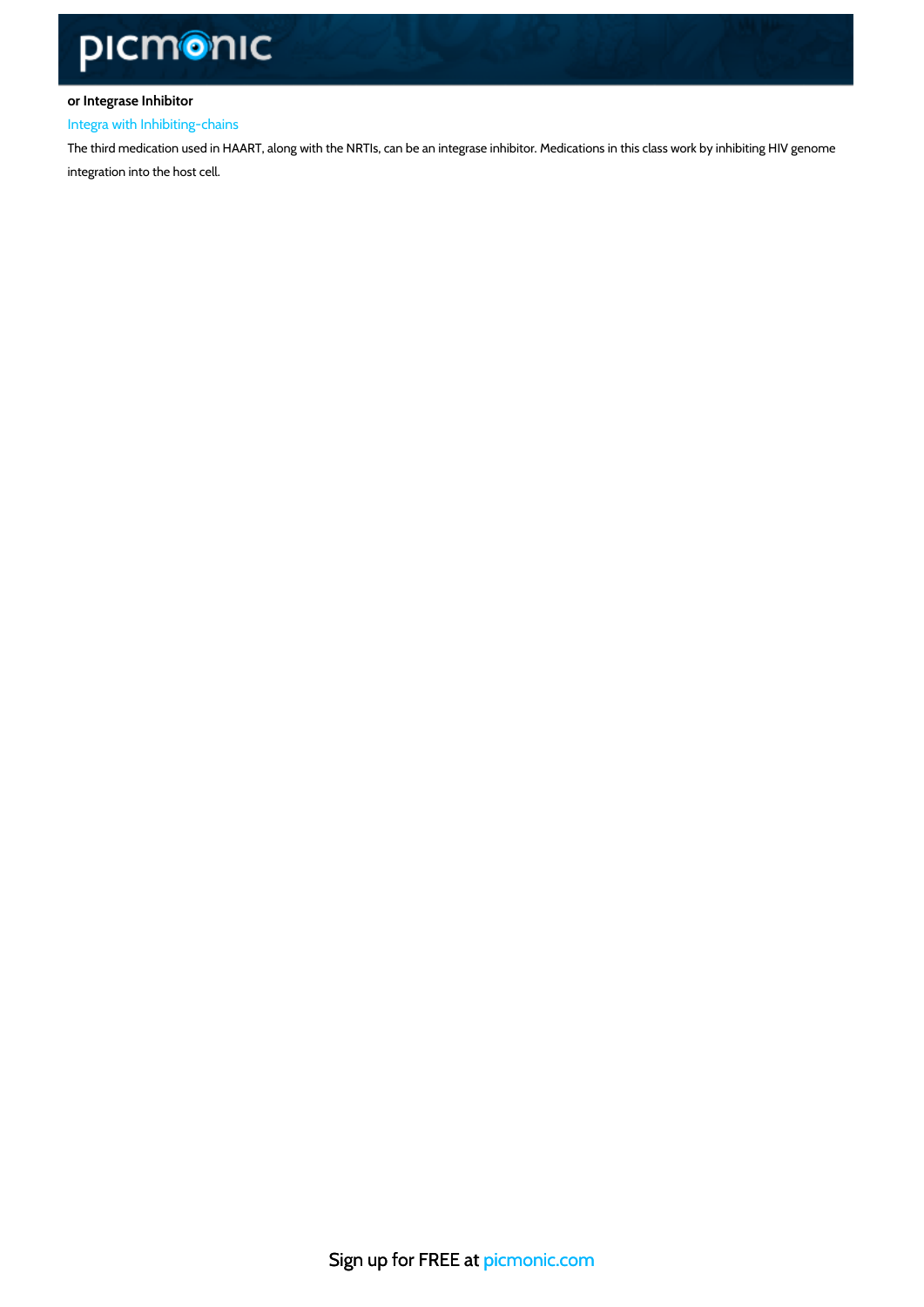**or Integrase Inhibitor**

Integra with Inhibiting-chains

The third medication used in HAART, along with the NRTIs, can be an integrase inhibitor. Medications in this class work by inhibiting HIV genome integration into the host cell.